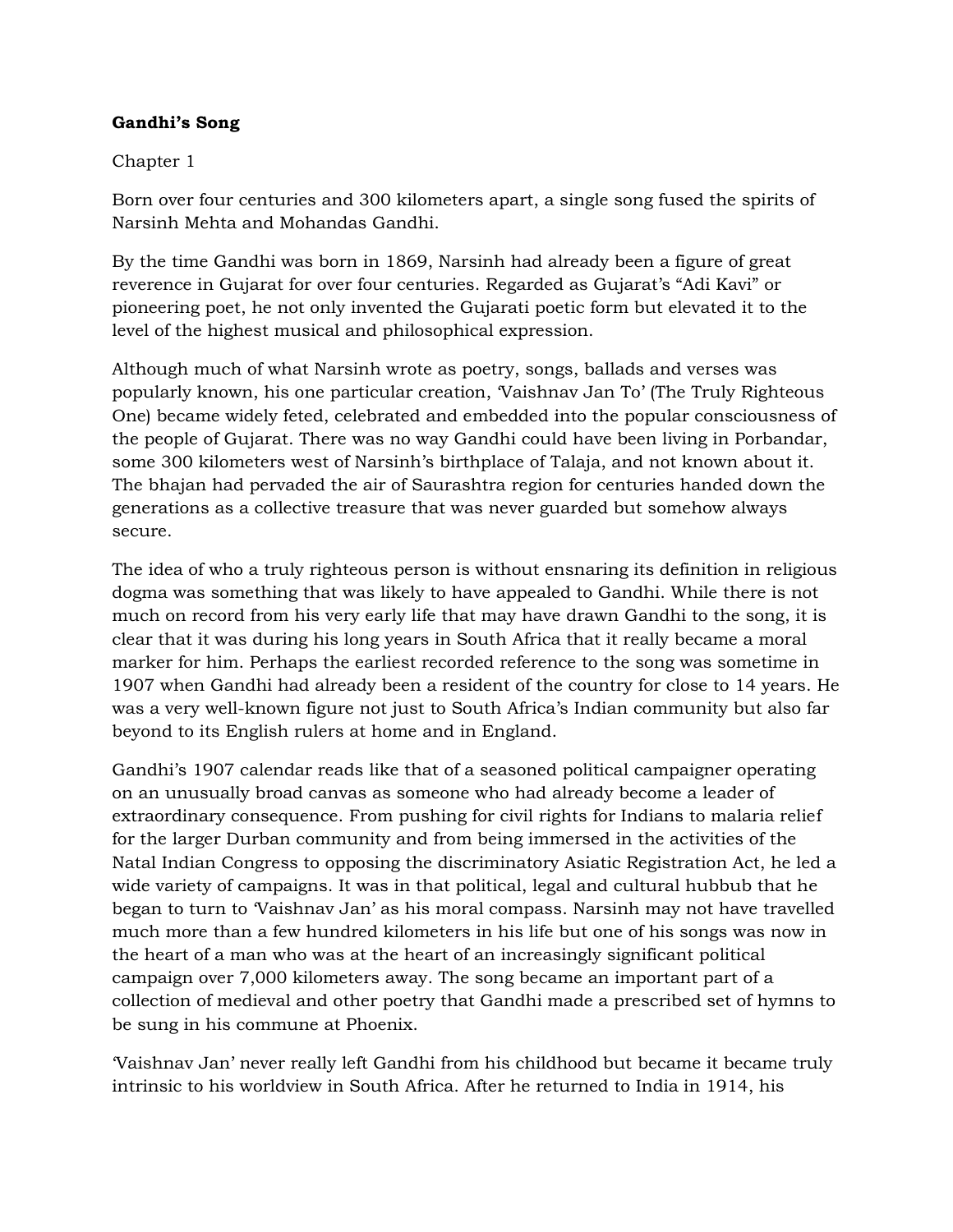**Gandhi's Song**

Chapter 1

Born over four centuries and 300 kilometers apart, a single song fused the spirits of Narsinh Mehta and Mohandas Gandhi.

By the time Gandhi was born in 1869, Narsinh had already been a figure of great reverence in Gujarat for over four centuries. Regarded as Gujarat's "Adi Kavi" or pioneering poet, he not only invented the Gujarati poetic form but elevated it to the level of the highest musical and philosophical expression.

Although much of what Narsinh wrote as poetry, songs, ballads and verses was popularly known, his one particular creation, 'Vaishnav Jan To' (The Truly Righteous One) became widely feted, celebrated and embedded into the popular consciousness of the people of Gujarat. There was no way Gandhi could have been living in Porbandar, some 300 kilometers west of Narsinh's birthplace of Talaja, and not known about it. The bhajan had pervaded the air of Saurashtra region for centuries handed down the generations as a collective treasure that was never guarded but somehow always secure.

The idea of who a truly righteous person is without ensnaring its definition in religious dogma was something that was likely to have appealed to Gandhi. While there is not much on record from his very early life that may have drawn Gandhi to the song, it is clear that it was during his long years in South Africa that it really became a moral marker for him. Perhaps the earliest recorded reference to the song was sometime in 1907 when Gandhi had already been a resident of the country for close to 14 years. He was a very well-known figure not just to South Africa's Indian community but also far beyond to its English rulers at home and in England.

Gandhi's 1907 calendar reads like that of a seasoned political campaigner operating on an unusually broad canvas as someone who had already become a leader of extraordinary consequence. From pushing for civil rights for Indians to malaria relief for the larger Durban community and from being immersed in the activities of the Natal Indian Congress to opposing the discriminatory Asiatic Registration Act, he led a wide variety of campaigns. It was in that political, legal and cultural hubbub that he began to turn to 'Vaishnav Jan' as his moral compass. Narsinh may not have travelled much more than a few hundred kilometers in his life but one of his songs was now in the heart of a man who was at the heart of an increasingly significant political campaign over 7,000 kilometers away. The song became an important part of a collection of medieval and other poetry that Gandhi made a prescribed set of hymns to be sung in his commune at Phoenix.

'Vaishnav Jan' never really left Gandhi from his childhood but became it became truly intrinsic to his worldview in South Africa. After he returned to India in 1914, his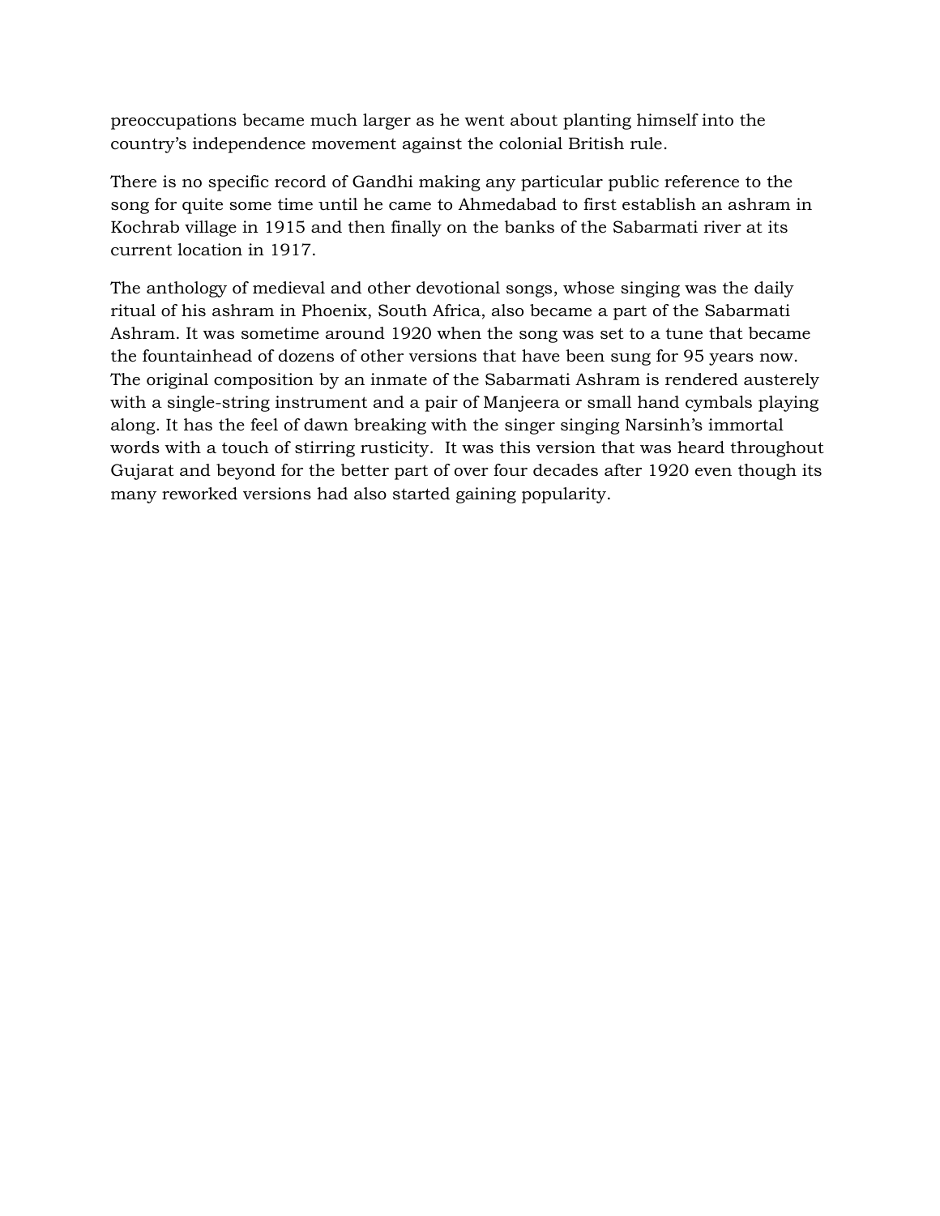preoccupations became much larger as he went about planting himself into the country's independence movement against the colonial British rule.

There is no specific record of Gandhi making any particular public reference to the song for quite some time until he came to Ahmedabad to first establish an ashram in Kochrab village in 1915 and then finally on the banks of the Sabarmati river at its current location in 1917.

The anthology of medieval and other devotional songs, whose singing was the daily ritual of his ashram in Phoenix, South Africa, also became a part of the Sabarmati Ashram. It was sometime around 1920 when the song was set to a tune that became the fountainhead of dozens of other versions that have been sung for 95 years now. The original composition by an inmate of the Sabarmati Ashram is rendered austerely with a single-string instrument and a pair of Manjeera or small hand cymbals playing along. It has the feel of dawn breaking with the singer singing Narsinh's immortal words with a touch of stirring rusticity. It was this version that was heard throughout Gujarat and beyond for the better part of over four decades after 1920 even though its many reworked versions had also started gaining popularity.